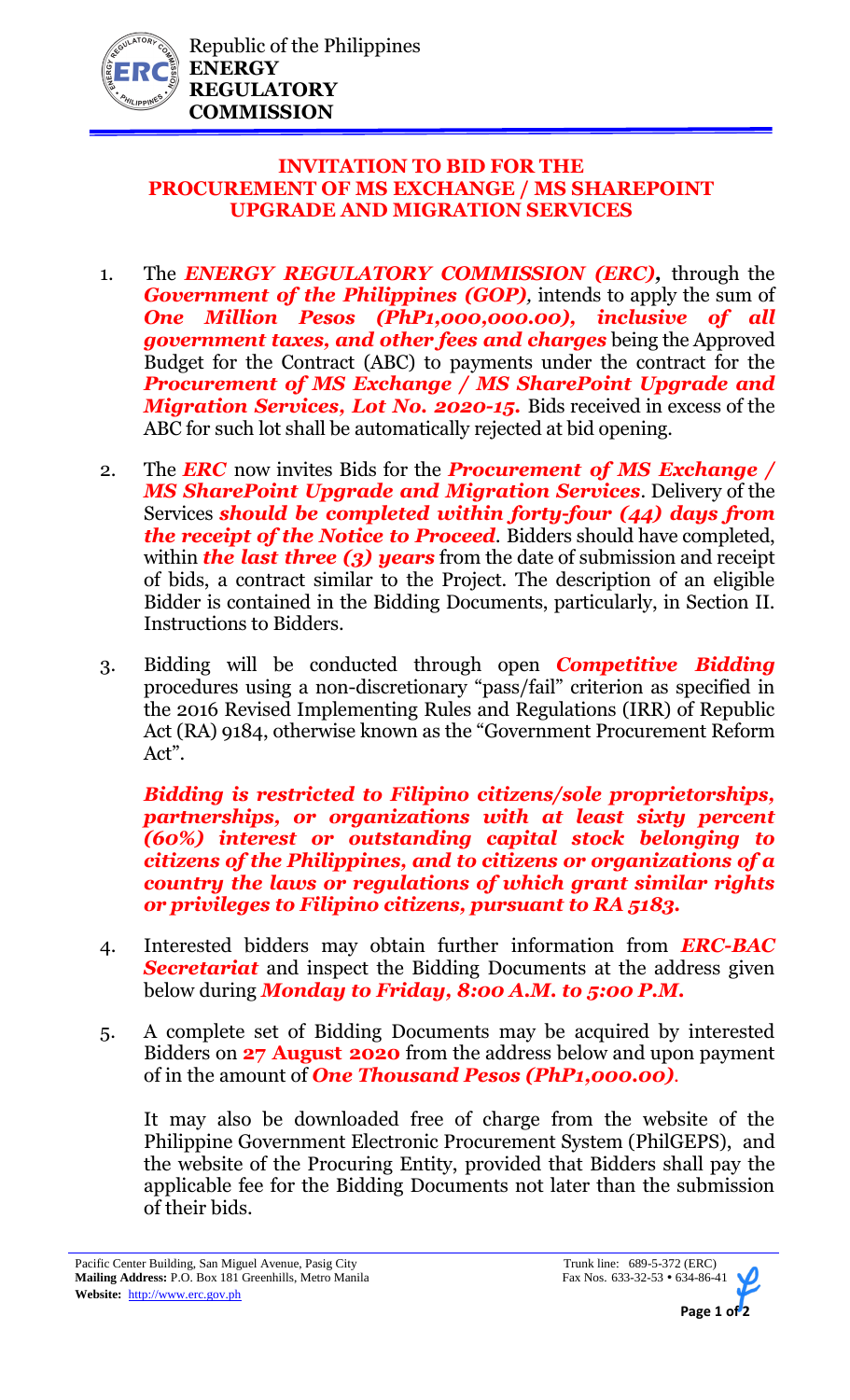Republic of the Philippines
**ENERGY REGULATORY COMMISSION**

## INVITATION TO BID FOR THE PROCUREMENT OF MS EXCHANGE / MS SHAREPOINT UPGRADE AND MIGRATION SERVICES

1. The ***ENERGY REGULATORY COMMISSION (ERC),*** through the ***Government of the Philippines (GOP),*** intends to apply the sum of ***One Million Pesos (PhP1,000,000.00), inclusive of all government taxes, and other fees and charges*** being the Approved Budget for the Contract (ABC) to payments under the contract for the ***Procurement of MS Exchange / MS SharePoint Upgrade and Migration Services, Lot No. 2020-15.*** Bids received in excess of the ABC for such lot shall be automatically rejected at bid opening.

2. The ***ERC*** now invites Bids for the ***Procurement of MS Exchange / MS SharePoint Upgrade and Migration Services***. Delivery of the Services ***should be completed within forty-four (44) days from the receipt of the Notice to Proceed***. Bidders should have completed, within ***the last three (3) years*** from the date of submission and receipt of bids, a contract similar to the Project. The description of an eligible Bidder is contained in the Bidding Documents, particularly, in Section II. Instructions to Bidders.

3. Bidding will be conducted through open ***Competitive Bidding*** procedures using a non-discretionary "pass/fail" criterion as specified in the 2016 Revised Implementing Rules and Regulations (IRR) of Republic Act (RA) 9184, otherwise known as the "Government Procurement Reform Act".

   ***Bidding is restricted to Filipino citizens/sole proprietorships, partnerships, or organizations with at least sixty percent (60%) interest or outstanding capital stock belonging to citizens of the Philippines, and to citizens or organizations of a country the laws or regulations of which grant similar rights or privileges to Filipino citizens, pursuant to RA 5183.***

4. Interested bidders may obtain further information from ***ERC-BAC Secretariat*** and inspect the Bidding Documents at the address given below during ***Monday to Friday, 8:00 A.M. to 5:00 P.M.***

5. A complete set of Bidding Documents may be acquired by interested Bidders on **27 August 2020** from the address below and upon payment of in the amount of ***One Thousand Pesos (PhP1,000.00)***.

   It may also be downloaded free of charge from the website of the Philippine Government Electronic Procurement System (PhilGEPS), and the website of the Procuring Entity, provided that Bidders shall pay the applicable fee for the Bidding Documents not later than the submission of their bids.

Pacific Center Building, San Miguel Avenue, Pasig City
**Mailing Address:** P.O. Box 181 Greenhills, Metro Manila
**Website:** http://www.erc.gov.ph

Trunk line: 689-5-372 (ERC)
Fax Nos. 633-32-53 • 634-86-41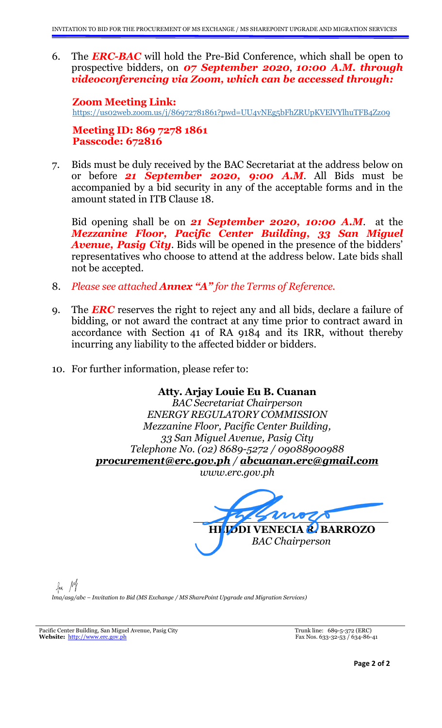6. The ***ERC-BAC*** will hold the Pre-Bid Conference, which shall be open to prospective bidders, on ***07 September 2020***, ***10:00 A.M. through videoconferencing via Zoom, which can be accessed through:***

   **Zoom Meeting Link:**
   https://us02web.zoom.us/j/86972781861?pwd=UU4vNEg5bFhZRUpKVElVYlhuTFB4Zz09

   **Meeting ID: 869 7278 1861**
   **Passcode: 672816**

7. Bids must be duly received by the BAC Secretariat at the address below on or before ***21 September 2020, 9:00 A.M***. All Bids must be accompanied by a bid security in any of the acceptable forms and in the amount stated in ITB Clause 18.

   Bid opening shall be on ***21 September 2020, 10:00 A.M***. at the ***Mezzanine Floor, Pacific Center Building, 33 San Miguel Avenue, Pasig City***. Bids will be opened in the presence of the bidders' representatives who choose to attend at the address below. Late bids shall not be accepted.

8. *Please see attached **Annex "A"** for the Terms of Reference.*

9. The ***ERC*** reserves the right to reject any and all bids, declare a failure of bidding, or not award the contract at any time prior to contract award in accordance with Section 41 of RA 9184 and its IRR, without thereby incurring any liability to the affected bidder or bidders.

10. For further information, please refer to:

**Atty. Arjay Louie Eu B. Cuanan**
*BAC Secretariat Chairperson*
*ENERGY REGULATORY COMMISSION*
*Mezzanine Floor, Pacific Center Building,*
*33 San Miguel Avenue, Pasig City*
*Telephone No. (02) 8689-5272 / 09088900988*
***procurement@erc.gov.ph / abcuanan.erc@gmail.com***
*www.erc.gov.ph*

**HEIDDI VENECIA R. BARROZO**
*BAC Chairperson*

*lma/asg/abc – Invitation to Bid (MS Exchange / MS SharePoint Upgrade and Migration Services)*

Pacific Center Building, San Miguel Avenue, Pasig City
**Website:** http://www.erc.gov.ph

Trunk line: 689-5-372 (ERC)
Fax Nos. 633-32-53 / 634-86-41